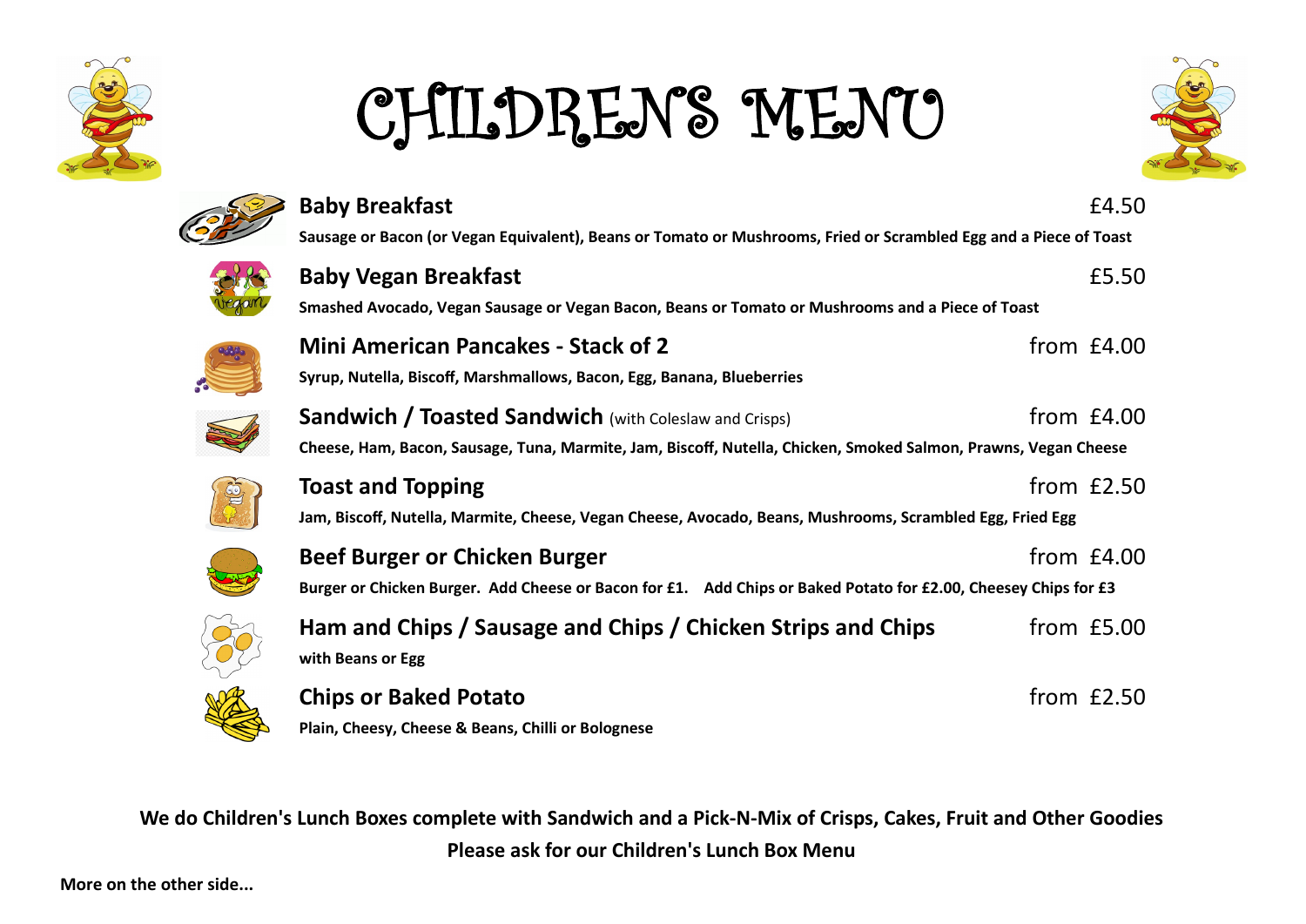# CHILDRENS MENU

**Baby Breakfast** £4.50

**Sausage or Bacon (or Vegan Equivalent), Beans or Tomato or Mushrooms, Fried or Scrambled Egg and a Piece of Toast**

**Baby Vegan Breakfast** £5.50

**Smashed Avocado, Vegan Sausage or Vegan Bacon, Beans or Tomato or Mushrooms and a Piece of Toast**

**Mini American Pancakes - Stack of 2** from £4.00

**Syrup, Nutella, Biscoff, Marshmallows, Bacon, Egg, Banana, Blueberries**

**Sandwich / Toasted Sandwich** (with Coleslaw and Crisps) from £4.00

**Cheese, Ham, Bacon, Sausage, Tuna, Marmite, Jam, Biscoff, Nutella, Chicken, Smoked Salmon, Prawns, Vegan Cheese**

**Toast and Topping** from £2.50

**Jam, Biscoff, Nutella, Marmite, Cheese, Vegan Cheese, Avocado, Beans, Mushrooms, Scrambled Egg, Fried Egg**

**Beef Burger or Chicken Burger** from £4.00

**Burger or Chicken Burger. Add Cheese or Bacon for £1. Add Chips or Baked Potato for £2.00, Cheesey Chips for £3**

**Ham and Chips / Sausage and Chips / Chicken Strips and Chips** from £5.00

**with Beans or Egg**

**Chips or Baked Potato** from £2.50

**Plain, Cheesy, Cheese & Beans, Chilli or Bolognese**

**We do Children's Lunch Boxes complete with Sandwich and a Pick-N-Mix of Crisps, Cakes, Fruit and Other Goodies**

**Please ask for our Children's Lunch Box Menu**

**More on the other side...**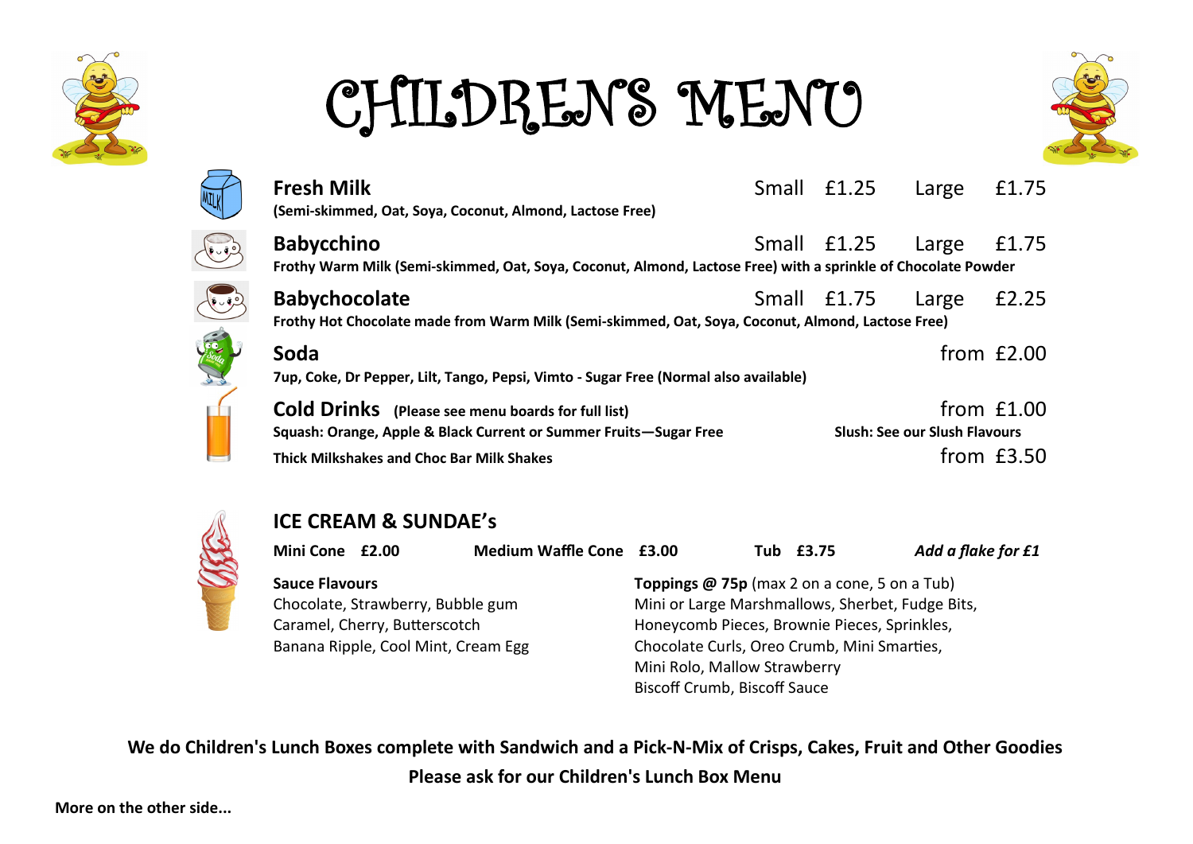# CHILDRENS MENU

**Fresh Milk** — Small £1.25 — Large £1.75

**(Semi-skimmed, Oat, Soya, Coconut, Almond, Lactose Free)**

**Babycchino** — Small £1.25 — Large £1.75

**Frothy Warm Milk (Semi-skimmed, Oat, Soya, Coconut, Almond, Lactose Free) with a sprinkle of Chocolate Powder**

**Babychocolate** — Small £1.75 — Large £2.25

**Frothy Hot Chocolate made from Warm Milk (Semi-skimmed, Oat, Soya, Coconut, Almond, Lactose Free)**

**Soda** — from £2.00

**7up, Coke, Dr Pepper, Lilt, Tango, Pepsi, Vimto - Sugar Free (Normal also available)**

**Cold Drinks** **(Please see menu boards for full list)** — from £1.00

**Squash: Orange, Apple & Black Current or Summer Fruits—Sugar Free**

**Slush: See our Slush Flavours**

**Thick Milkshakes and Choc Bar Milk Shakes** — from £3.50

## ICE CREAM & SUNDAE's

**Mini Cone £2.00** — **Medium Waffle Cone £3.00** — **Tub £3.75** — ***Add a flake for £1***

**Sauce Flavours**
Chocolate, Strawberry, Bubble gum
Caramel, Cherry, Butterscotch
Banana Ripple, Cool Mint, Cream Egg

**Toppings @ 75p** (max 2 on a cone, 5 on a Tub)
Mini or Large Marshmallows, Sherbet, Fudge Bits,
Honeycomb Pieces, Brownie Pieces, Sprinkles,
Chocolate Curls, Oreo Crumb, Mini Smarties,
Mini Rolo, Mallow Strawberry
Biscoff Crumb, Biscoff Sauce

**We do Children's Lunch Boxes complete with Sandwich and a Pick-N-Mix of Crisps, Cakes, Fruit and Other Goodies**

**Please ask for our Children's Lunch Box Menu**

**More on the other side...**